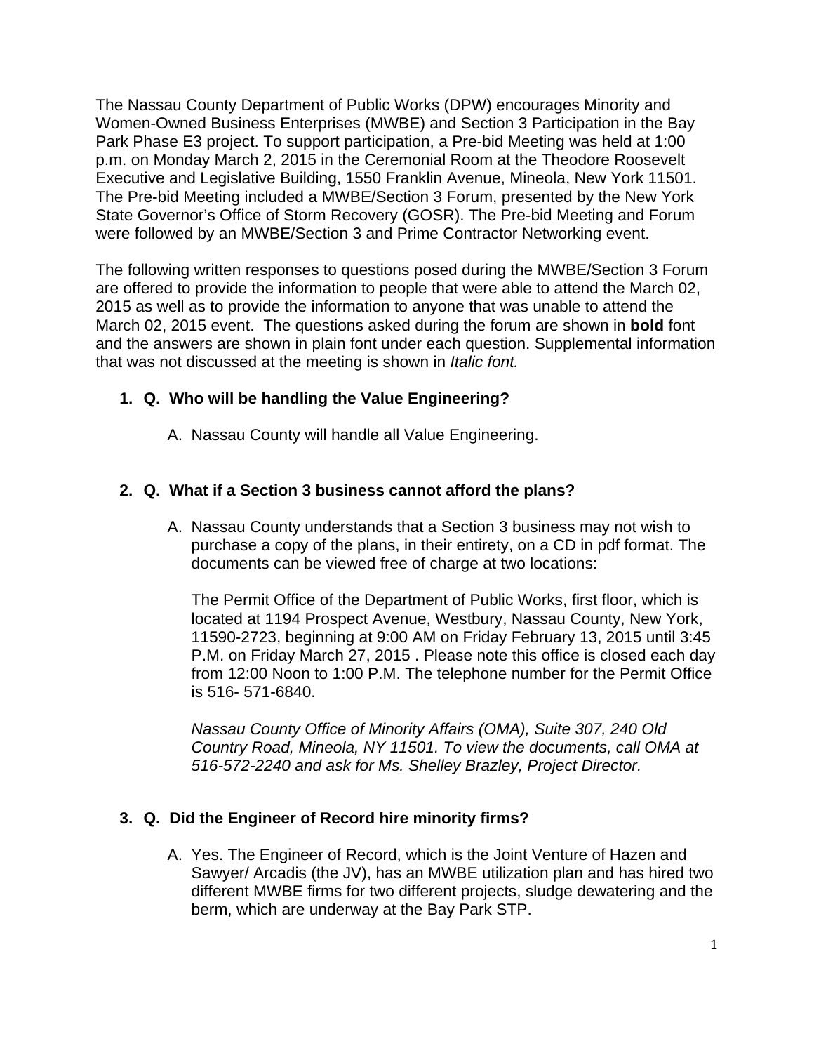The Nassau County Department of Public Works (DPW) encourages Minority and Women-Owned Business Enterprises (MWBE) and Section 3 Participation in the Bay Park Phase E3 project. To support participation, a Pre-bid Meeting was held at 1:00 p.m. on Monday March 2, 2015 in the Ceremonial Room at the Theodore Roosevelt Executive and Legislative Building, 1550 Franklin Avenue, Mineola, New York 11501. The Pre-bid Meeting included a MWBE/Section 3 Forum, presented by the New York State Governor's Office of Storm Recovery (GOSR). The Pre-bid Meeting and Forum were followed by an MWBE/Section 3 and Prime Contractor Networking event.

The following written responses to questions posed during the MWBE/Section 3 Forum are offered to provide the information to people that were able to attend the March 02, 2015 as well as to provide the information to anyone that was unable to attend the March 02, 2015 event. The questions asked during the forum are shown in **bold** font and the answers are shown in plain font under each question. Supplemental information that was not discussed at the meeting is shown in *Italic font.*

1. **Q. Who will be handling the Value Engineering?**

   A. Nassau County will handle all Value Engineering.

2. **Q. What if a Section 3 business cannot afford the plans?**

   A. Nassau County understands that a Section 3 business may not wish to purchase a copy of the plans, in their entirety, on a CD in pdf format. The documents can be viewed free of charge at two locations:

   The Permit Office of the Department of Public Works, first floor, which is located at 1194 Prospect Avenue, Westbury, Nassau County, New York, 11590-2723, beginning at 9:00 AM on Friday February 13, 2015 until 3:45 P.M. on Friday March 27, 2015 . Please note this office is closed each day from 12:00 Noon to 1:00 P.M. The telephone number for the Permit Office is 516- 571-6840.

   *Nassau County Office of Minority Affairs (OMA), Suite 307, 240 Old Country Road, Mineola, NY 11501. To view the documents, call OMA at 516-572-2240 and ask for Ms. Shelley Brazley, Project Director.*

3. **Q. Did the Engineer of Record hire minority firms?**

   A. Yes. The Engineer of Record, which is the Joint Venture of Hazen and Sawyer/ Arcadis (the JV), has an MWBE utilization plan and has hired two different MWBE firms for two different projects, sludge dewatering and the berm, which are underway at the Bay Park STP.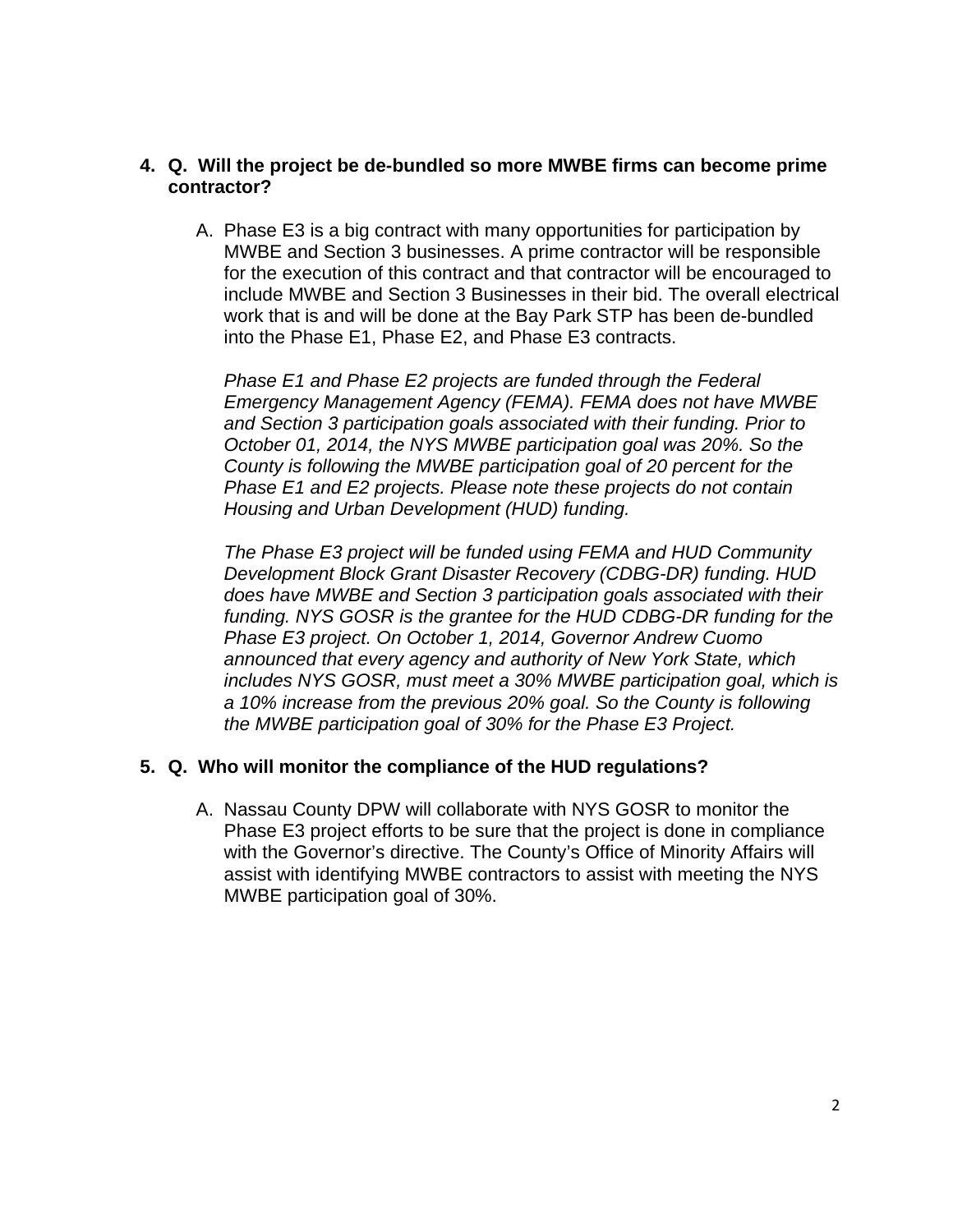4. **Q. Will the project be de-bundled so more MWBE firms can become prime contractor?**

   A. Phase E3 is a big contract with many opportunities for participation by MWBE and Section 3 businesses. A prime contractor will be responsible for the execution of this contract and that contractor will be encouraged to include MWBE and Section 3 Businesses in their bid. The overall electrical work that is and will be done at the Bay Park STP has been de-bundled into the Phase E1, Phase E2, and Phase E3 contracts.

   *Phase E1 and Phase E2 projects are funded through the Federal Emergency Management Agency (FEMA). FEMA does not have MWBE and Section 3 participation goals associated with their funding. Prior to October 01, 2014, the NYS MWBE participation goal was 20%. So the County is following the MWBE participation goal of 20 percent for the Phase E1 and E2 projects. Please note these projects do not contain Housing and Urban Development (HUD) funding.*

   *The Phase E3 project will be funded using FEMA and HUD Community Development Block Grant Disaster Recovery (CDBG-DR) funding. HUD does have MWBE and Section 3 participation goals associated with their funding. NYS GOSR is the grantee for the HUD CDBG-DR funding for the Phase E3 project. On October 1, 2014, Governor Andrew Cuomo announced that every agency and authority of New York State, which includes NYS GOSR, must meet a 30% MWBE participation goal, which is a 10% increase from the previous 20% goal. So the County is following the MWBE participation goal of 30% for the Phase E3 Project.*

5. **Q. Who will monitor the compliance of the HUD regulations?**

   A. Nassau County DPW will collaborate with NYS GOSR to monitor the Phase E3 project efforts to be sure that the project is done in compliance with the Governor's directive. The County's Office of Minority Affairs will assist with identifying MWBE contractors to assist with meeting the NYS MWBE participation goal of 30%.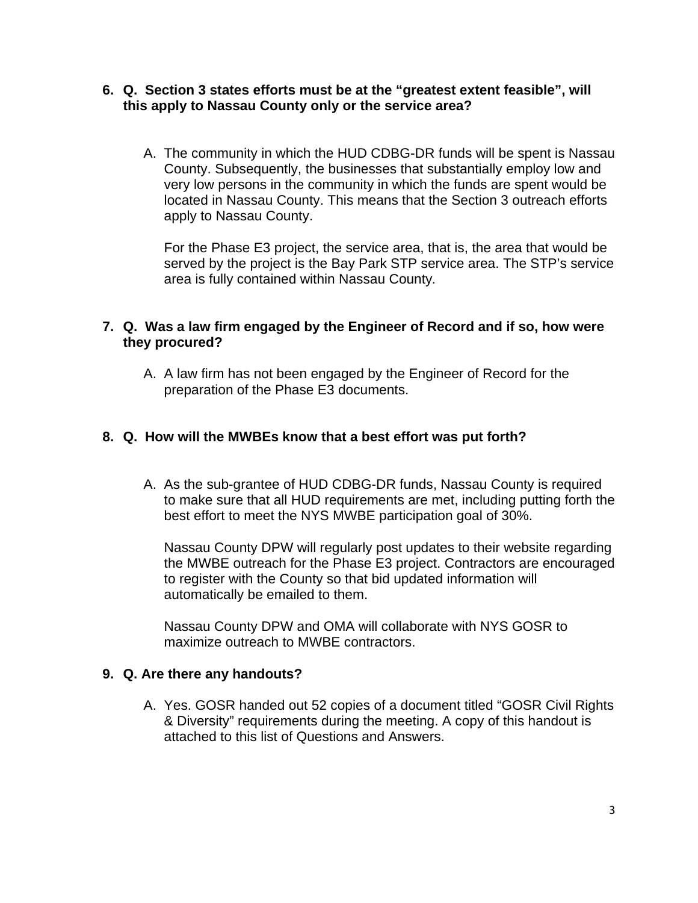6. **Q. Section 3 states efforts must be at the "greatest extent feasible", will this apply to Nassau County only or the service area?**

   A. The community in which the HUD CDBG-DR funds will be spent is Nassau County. Subsequently, the businesses that substantially employ low and very low persons in the community in which the funds are spent would be located in Nassau County. This means that the Section 3 outreach efforts apply to Nassau County.

   For the Phase E3 project, the service area, that is, the area that would be served by the project is the Bay Park STP service area. The STP's service area is fully contained within Nassau County.

7. **Q. Was a law firm engaged by the Engineer of Record and if so, how were they procured?**

   A. A law firm has not been engaged by the Engineer of Record for the preparation of the Phase E3 documents.

8. **Q. How will the MWBEs know that a best effort was put forth?**

   A. As the sub-grantee of HUD CDBG-DR funds, Nassau County is required to make sure that all HUD requirements are met, including putting forth the best effort to meet the NYS MWBE participation goal of 30%.

   Nassau County DPW will regularly post updates to their website regarding the MWBE outreach for the Phase E3 project. Contractors are encouraged to register with the County so that bid updated information will automatically be emailed to them.

   Nassau County DPW and OMA will collaborate with NYS GOSR to maximize outreach to MWBE contractors.

9. **Q. Are there any handouts?**

   A. Yes. GOSR handed out 52 copies of a document titled "GOSR Civil Rights & Diversity" requirements during the meeting. A copy of this handout is attached to this list of Questions and Answers.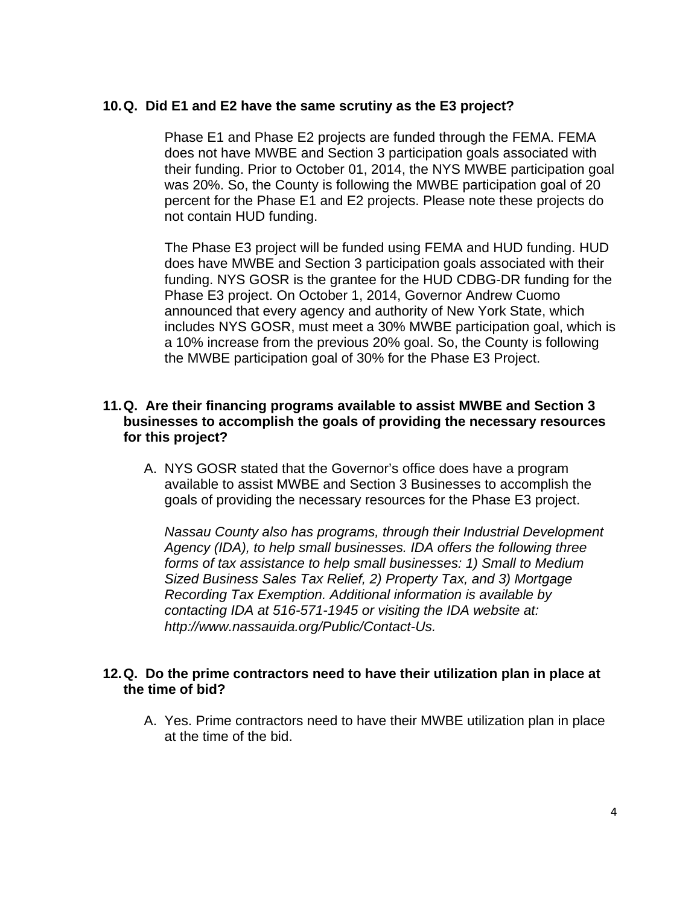**10. Q. Did E1 and E2 have the same scrutiny as the E3 project?**

Phase E1 and Phase E2 projects are funded through the FEMA. FEMA does not have MWBE and Section 3 participation goals associated with their funding. Prior to October 01, 2014, the NYS MWBE participation goal was 20%. So, the County is following the MWBE participation goal of 20 percent for the Phase E1 and E2 projects. Please note these projects do not contain HUD funding.

The Phase E3 project will be funded using FEMA and HUD funding. HUD does have MWBE and Section 3 participation goals associated with their funding. NYS GOSR is the grantee for the HUD CDBG-DR funding for the Phase E3 project. On October 1, 2014, Governor Andrew Cuomo announced that every agency and authority of New York State, which includes NYS GOSR, must meet a 30% MWBE participation goal, which is a 10% increase from the previous 20% goal. So, the County is following the MWBE participation goal of 30% for the Phase E3 Project.

**11. Q. Are their financing programs available to assist MWBE and Section 3 businesses to accomplish the goals of providing the necessary resources for this project?**

A. NYS GOSR stated that the Governor's office does have a program available to assist MWBE and Section 3 Businesses to accomplish the goals of providing the necessary resources for the Phase E3 project.

*Nassau County also has programs, through their Industrial Development Agency (IDA), to help small businesses. IDA offers the following three forms of tax assistance to help small businesses: 1) Small to Medium Sized Business Sales Tax Relief, 2) Property Tax, and 3) Mortgage Recording Tax Exemption. Additional information is available by contacting IDA at 516-571-1945 or visiting the IDA website at: http://www.nassauida.org/Public/Contact-Us.*

**12. Q. Do the prime contractors need to have their utilization plan in place at the time of bid?**

A. Yes. Prime contractors need to have their MWBE utilization plan in place at the time of the bid.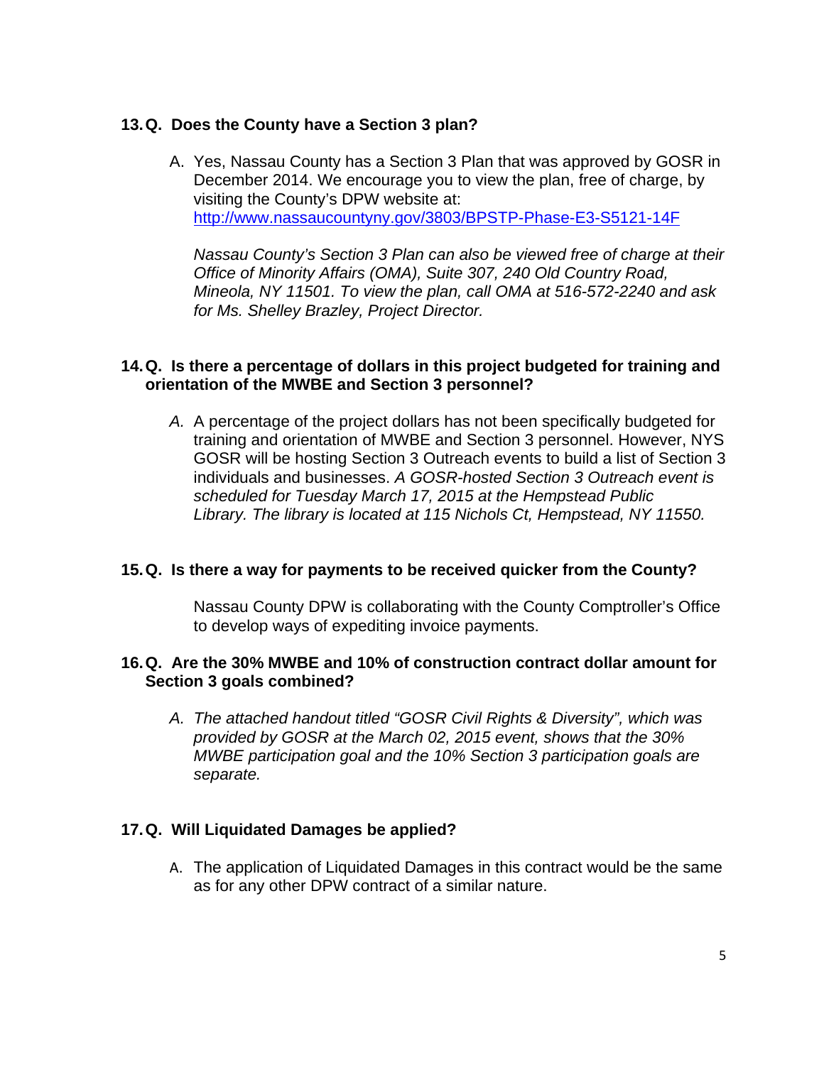**13. Q. Does the County have a Section 3 plan?**

A. Yes, Nassau County has a Section 3 Plan that was approved by GOSR in December 2014. We encourage you to view the plan, free of charge, by visiting the County's DPW website at: http://www.nassaucountyny.gov/3803/BPSTP-Phase-E3-S5121-14F

*Nassau County's Section 3 Plan can also be viewed free of charge at their Office of Minority Affairs (OMA), Suite 307, 240 Old Country Road, Mineola, NY 11501. To view the plan, call OMA at 516-572-2240 and ask for Ms. Shelley Brazley, Project Director.*

**14. Q. Is there a percentage of dollars in this project budgeted for training and orientation of the MWBE and Section 3 personnel?**

*A.* A percentage of the project dollars has not been specifically budgeted for training and orientation of MWBE and Section 3 personnel. However, NYS GOSR will be hosting Section 3 Outreach events to build a list of Section 3 individuals and businesses. *A GOSR-hosted Section 3 Outreach event is scheduled for Tuesday March 17, 2015 at the Hempstead Public Library. The library is located at 115 Nichols Ct, Hempstead, NY 11550.*

**15. Q. Is there a way for payments to be received quicker from the County?**

Nassau County DPW is collaborating with the County Comptroller's Office to develop ways of expediting invoice payments.

**16. Q. Are the 30% MWBE and 10% of construction contract dollar amount for Section 3 goals combined?**

*A. The attached handout titled "GOSR Civil Rights & Diversity", which was provided by GOSR at the March 02, 2015 event, shows that the 30% MWBE participation goal and the 10% Section 3 participation goals are separate.*

**17. Q. Will Liquidated Damages be applied?**

A. The application of Liquidated Damages in this contract would be the same as for any other DPW contract of a similar nature.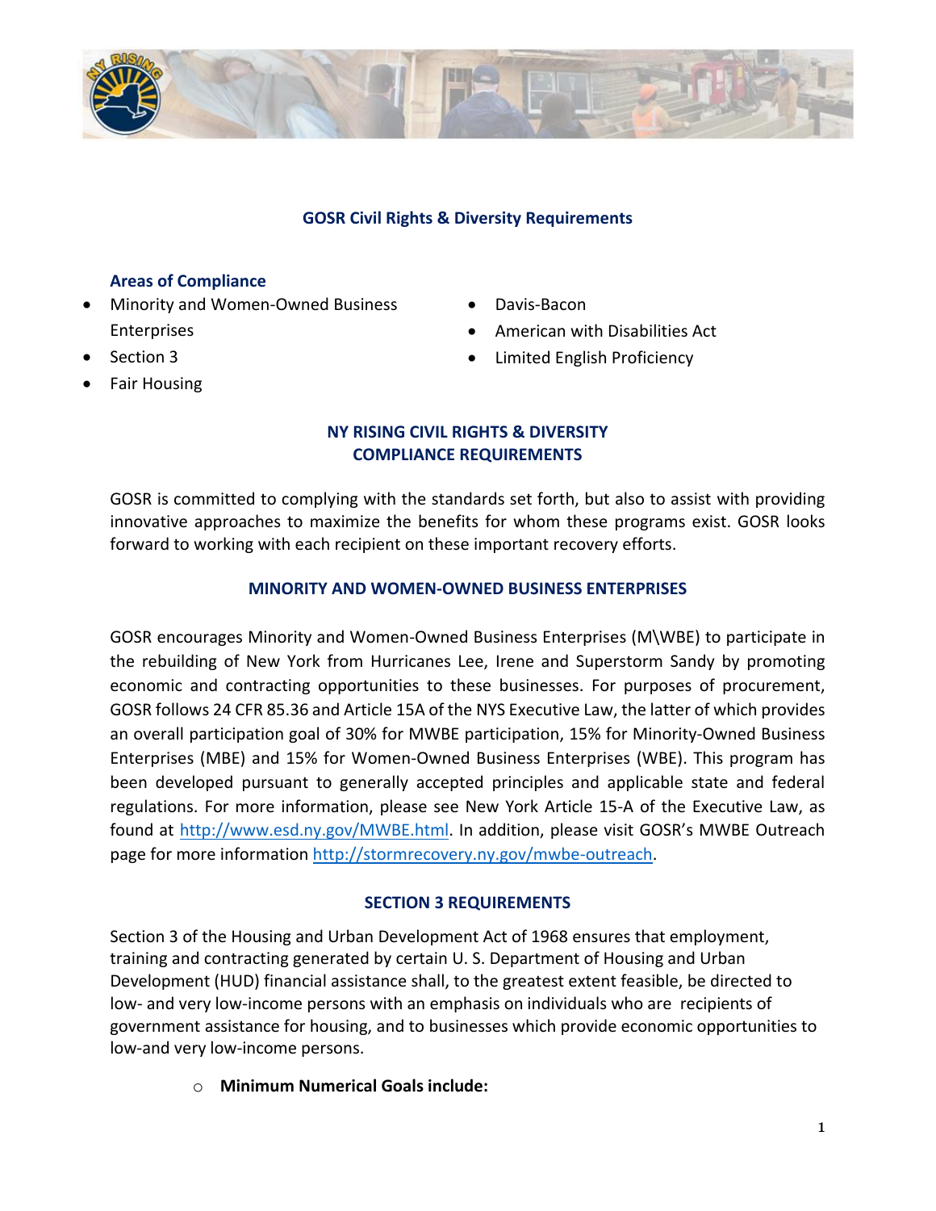## GOSR Civil Rights & Diversity Requirements

### Areas of Compliance

- Minority and Women-Owned Business Enterprises
- Section 3
- Fair Housing
- Davis-Bacon
- American with Disabilities Act
- Limited English Proficiency

## NY RISING CIVIL RIGHTS & DIVERSITY COMPLIANCE REQUIREMENTS

GOSR is committed to complying with the standards set forth, but also to assist with providing innovative approaches to maximize the benefits for whom these programs exist. GOSR looks forward to working with each recipient on these important recovery efforts.

### MINORITY AND WOMEN-OWNED BUSINESS ENTERPRISES

GOSR encourages Minority and Women-Owned Business Enterprises (M\WBE) to participate in the rebuilding of New York from Hurricanes Lee, Irene and Superstorm Sandy by promoting economic and contracting opportunities to these businesses. For purposes of procurement, GOSR follows 24 CFR 85.36 and Article 15A of the NYS Executive Law, the latter of which provides an overall participation goal of 30% for MWBE participation, 15% for Minority-Owned Business Enterprises (MBE) and 15% for Women-Owned Business Enterprises (WBE). This program has been developed pursuant to generally accepted principles and applicable state and federal regulations. For more information, please see New York Article 15-A of the Executive Law, as found at http://www.esd.ny.gov/MWBE.html. In addition, please visit GOSR's MWBE Outreach page for more information http://stormrecovery.ny.gov/mwbe-outreach.

### SECTION 3 REQUIREMENTS

Section 3 of the Housing and Urban Development Act of 1968 ensures that employment, training and contracting generated by certain U. S. Department of Housing and Urban Development (HUD) financial assistance shall, to the greatest extent feasible, be directed to low- and very low-income persons with an emphasis on individuals who are recipients of government assistance for housing, and to businesses which provide economic opportunities to low-and very low-income persons.

- **Minimum Numerical Goals include:**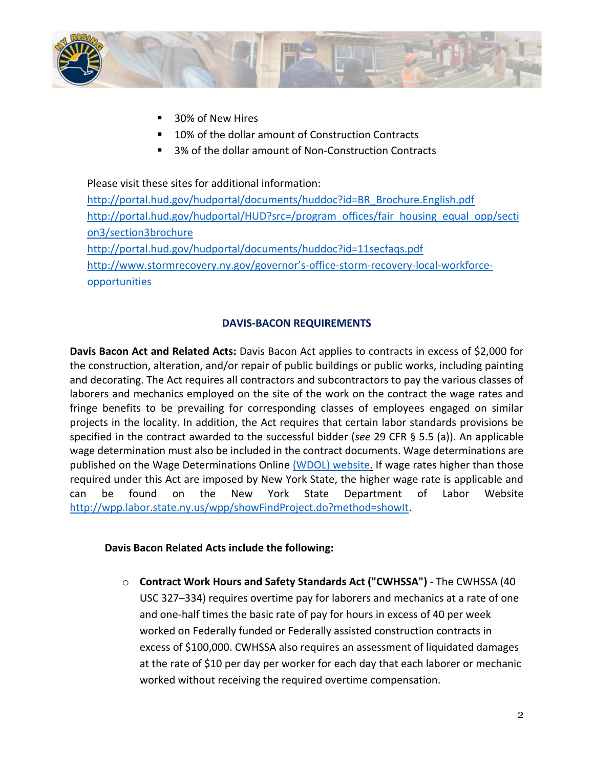- 30% of New Hires
- 10% of the dollar amount of Construction Contracts
- 3% of the dollar amount of Non-Construction Contracts

Please visit these sites for additional information:
http://portal.hud.gov/hudportal/documents/huddoc?id=BR_Brochure.English.pdf
http://portal.hud.gov/hudportal/HUD?src=/program_offices/fair_housing_equal_opp/section3/section3brochure
http://portal.hud.gov/hudportal/documents/huddoc?id=11secfaqs.pdf
http://www.stormrecovery.ny.gov/governor's-office-storm-recovery-local-workforce-opportunities

## DAVIS-BACON REQUIREMENTS

**Davis Bacon Act and Related Acts:** Davis Bacon Act applies to contracts in excess of $2,000 for the construction, alteration, and/or repair of public buildings or public works, including painting and decorating. The Act requires all contractors and subcontractors to pay the various classes of laborers and mechanics employed on the site of the work on the contract the wage rates and fringe benefits to be prevailing for corresponding classes of employees engaged on similar projects in the locality. In addition, the Act requires that certain labor standards provisions be specified in the contract awarded to the successful bidder (*see* 29 CFR § 5.5 (a)). An applicable wage determination must also be included in the contract documents. Wage determinations are published on the Wage Determinations Online (WDOL) website. If wage rates higher than those required under this Act are imposed by New York State, the higher wage rate is applicable and can be found on the New York State Department of Labor Website http://wpp.labor.state.ny.us/wpp/showFindProject.do?method=showIt.

**Davis Bacon Related Acts include the following:**

- **Contract Work Hours and Safety Standards Act ("CWHSSA")** - The CWHSSA (40 USC 327–334) requires overtime pay for laborers and mechanics at a rate of one and one-half times the basic rate of pay for hours in excess of 40 per week worked on Federally funded or Federally assisted construction contracts in excess of $100,000. CWHSSA also requires an assessment of liquidated damages at the rate of $10 per day per worker for each day that each laborer or mechanic worked without receiving the required overtime compensation.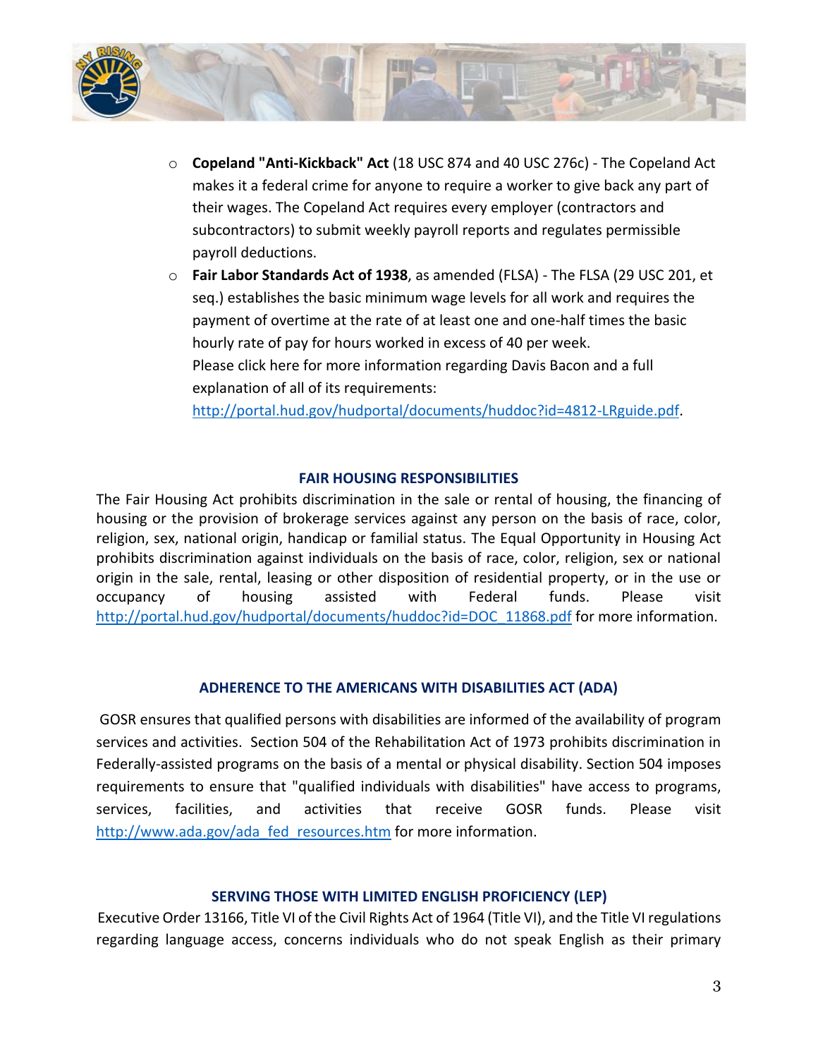- **Copeland "Anti-Kickback" Act** (18 USC 874 and 40 USC 276c) - The Copeland Act makes it a federal crime for anyone to require a worker to give back any part of their wages. The Copeland Act requires every employer (contractors and subcontractors) to submit weekly payroll reports and regulates permissible payroll deductions.
- **Fair Labor Standards Act of 1938**, as amended (FLSA) - The FLSA (29 USC 201, et seq.) establishes the basic minimum wage levels for all work and requires the payment of overtime at the rate of at least one and one-half times the basic hourly rate of pay for hours worked in excess of 40 per week.
  Please click here for more information regarding Davis Bacon and a full explanation of all of its requirements:
  http://portal.hud.gov/hudportal/documents/huddoc?id=4812-LRguide.pdf.

## FAIR HOUSING RESPONSIBILITIES

The Fair Housing Act prohibits discrimination in the sale or rental of housing, the financing of housing or the provision of brokerage services against any person on the basis of race, color, religion, sex, national origin, handicap or familial status. The Equal Opportunity in Housing Act prohibits discrimination against individuals on the basis of race, color, religion, sex or national origin in the sale, rental, leasing or other disposition of residential property, or in the use or occupancy of housing assisted with Federal funds. Please visit http://portal.hud.gov/hudportal/documents/huddoc?id=DOC_11868.pdf for more information.

## ADHERENCE TO THE AMERICANS WITH DISABILITIES ACT (ADA)

GOSR ensures that qualified persons with disabilities are informed of the availability of program services and activities. Section 504 of the Rehabilitation Act of 1973 prohibits discrimination in Federally-assisted programs on the basis of a mental or physical disability. Section 504 imposes requirements to ensure that "qualified individuals with disabilities" have access to programs, services, facilities, and activities that receive GOSR funds. Please visit http://www.ada.gov/ada_fed_resources.htm for more information.

## SERVING THOSE WITH LIMITED ENGLISH PROFICIENCY (LEP)

Executive Order 13166, Title VI of the Civil Rights Act of 1964 (Title VI), and the Title VI regulations regarding language access, concerns individuals who do not speak English as their primary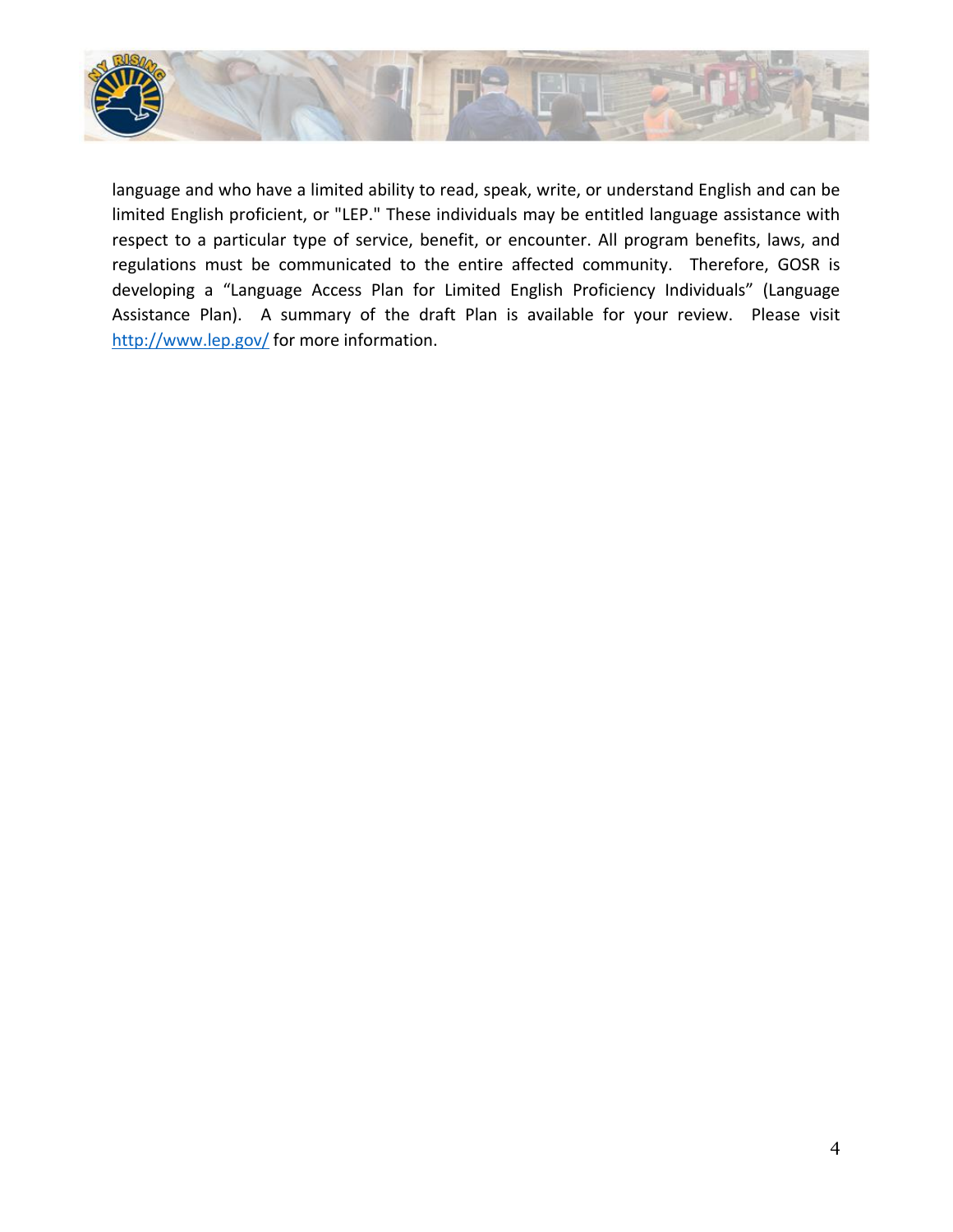language and who have a limited ability to read, speak, write, or understand English and can be limited English proficient, or "LEP." These individuals may be entitled language assistance with respect to a particular type of service, benefit, or encounter. All program benefits, laws, and regulations must be communicated to the entire affected community. Therefore, GOSR is developing a "Language Access Plan for Limited English Proficiency Individuals" (Language Assistance Plan). A summary of the draft Plan is available for your review. Please visit [http://www.lep.gov/](http://www.lep.gov/) for more information.